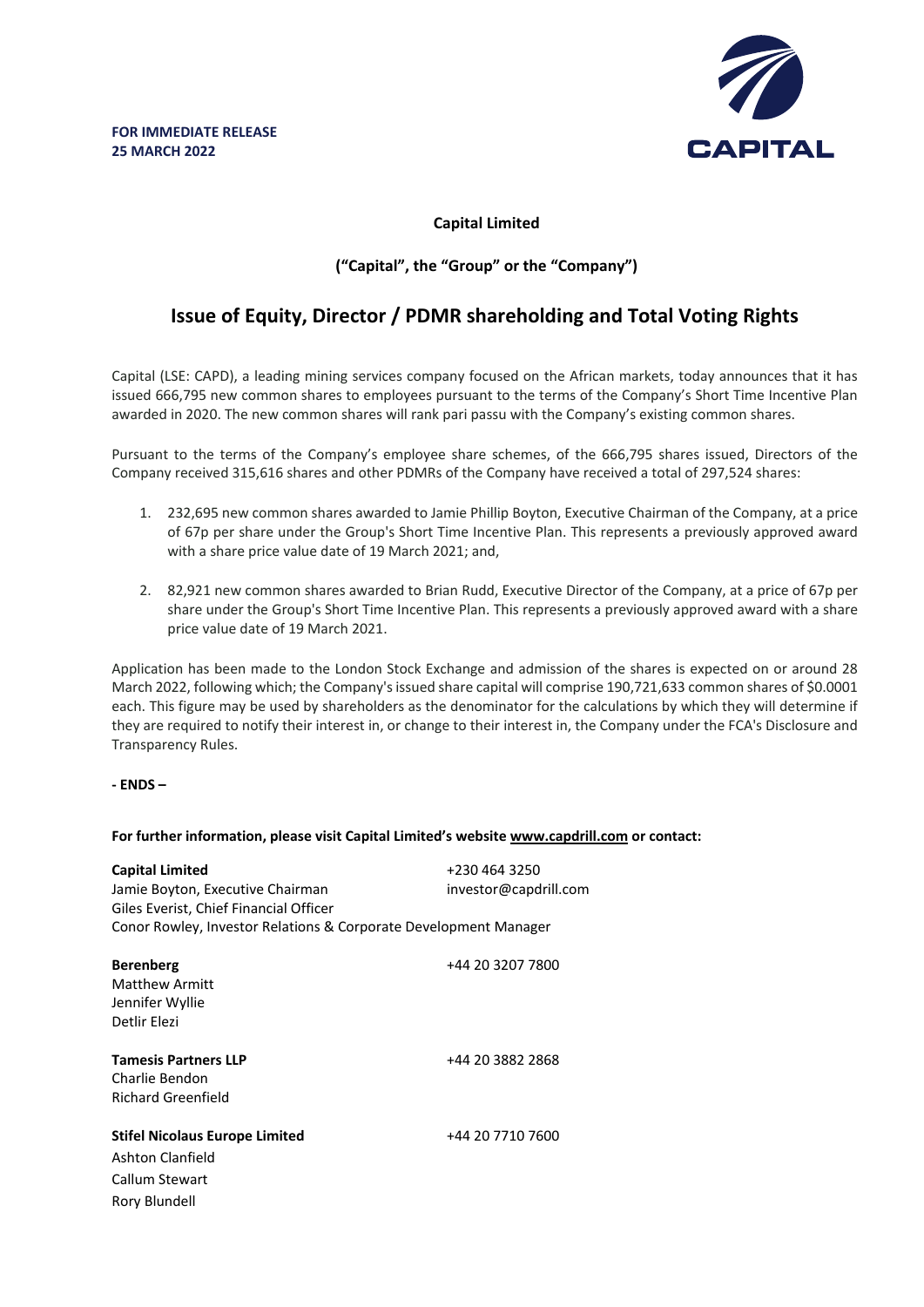**FOR IMMEDIATE RELEASE**
**25 MARCH 2022**

CAPITAL

**Capital Limited**

**("Capital", the "Group" or the "Company")**

# Issue of Equity, Director / PDMR shareholding and Total Voting Rights

Capital (LSE: CAPD), a leading mining services company focused on the African markets, today announces that it has issued 666,795 new common shares to employees pursuant to the terms of the Company's Short Time Incentive Plan awarded in 2020. The new common shares will rank pari passu with the Company's existing common shares.

Pursuant to the terms of the Company's employee share schemes, of the 666,795 shares issued, Directors of the Company received 315,616 shares and other PDMRs of the Company have received a total of 297,524 shares:

1. 232,695 new common shares awarded to Jamie Phillip Boyton, Executive Chairman of the Company, at a price of 67p per share under the Group's Short Time Incentive Plan. This represents a previously approved award with a share price value date of 19 March 2021; and,
2. 82,921 new common shares awarded to Brian Rudd, Executive Director of the Company, at a price of 67p per share under the Group's Short Time Incentive Plan. This represents a previously approved award with a share price value date of 19 March 2021.

Application has been made to the London Stock Exchange and admission of the shares is expected on or around 28 March 2022, following which; the Company's issued share capital will comprise 190,721,633 common shares of $0.0001 each. This figure may be used by shareholders as the denominator for the calculations by which they will determine if they are required to notify their interest in, or change to their interest in, the Company under the FCA's Disclosure and Transparency Rules.

**- ENDS –**

**For further information, please visit Capital Limited's website www.capdrill.com or contact:**

**Capital Limited** +230 464 3250
Jamie Boyton, Executive Chairman investor@capdrill.com
Giles Everist, Chief Financial Officer
Conor Rowley, Investor Relations & Corporate Development Manager

**Berenberg** +44 20 3207 7800
Matthew Armitt
Jennifer Wyllie
Detlir Elezi

**Tamesis Partners LLP** +44 20 3882 2868
Charlie Bendon
Richard Greenfield

**Stifel Nicolaus Europe Limited** +44 20 7710 7600
Ashton Clanfield
Callum Stewart
Rory Blundell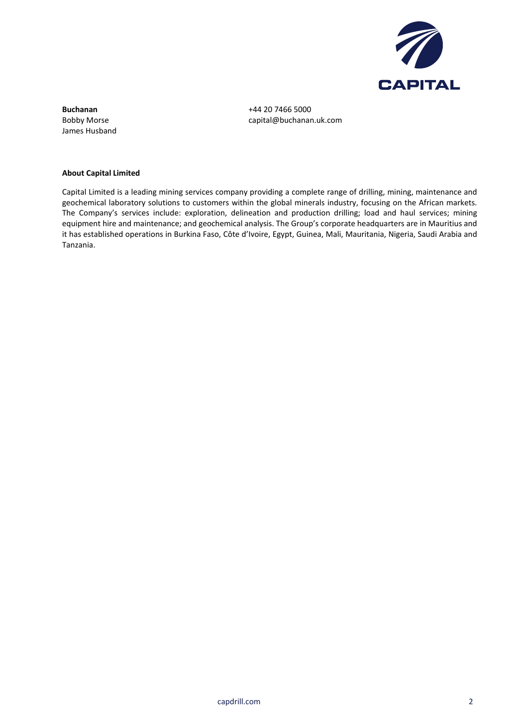**Buchanan**
Bobby Morse
James Husband

+44 20 7466 5000
capital@buchanan.uk.com

**About Capital Limited**

Capital Limited is a leading mining services company providing a complete range of drilling, mining, maintenance and geochemical laboratory solutions to customers within the global minerals industry, focusing on the African markets. The Company's services include: exploration, delineation and production drilling; load and haul services; mining equipment hire and maintenance; and geochemical analysis. The Group's corporate headquarters are in Mauritius and it has established operations in Burkina Faso, Côte d'Ivoire, Egypt, Guinea, Mali, Mauritania, Nigeria, Saudi Arabia and Tanzania.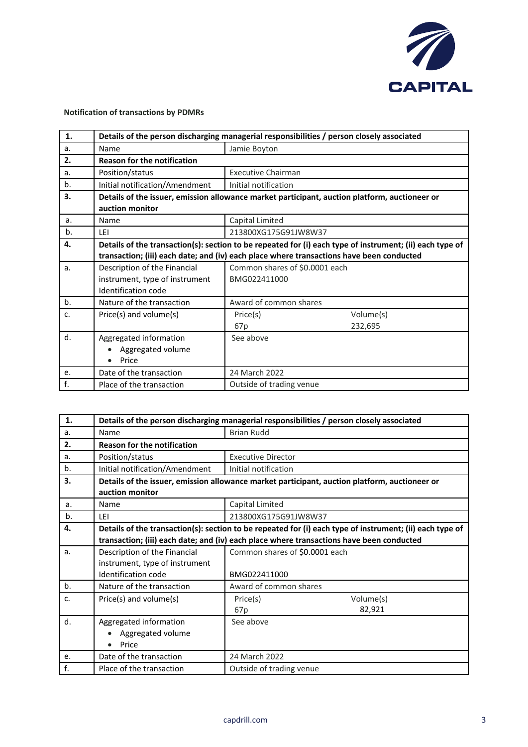**Notification of transactions by PDMRs**

| 1. | Details of the person discharging managerial responsibilities / person closely associated | | |
|---|---|---|---|
| a. | Name | Jamie Boyton | |
| **2.** | **Reason for the notification** | | |
| a. | Position/status | Executive Chairman | |
| b. | Initial notification/Amendment | Initial notification | |
| **3.** | **Details of the issuer, emission allowance market participant, auction platform, auctioneer or auction monitor** | | |
| a. | Name | Capital Limited | |
| b. | LEI | 213800XG175G91JW8W37 | |
| **4.** | **Details of the transaction(s): section to be repeated for (i) each type of instrument; (ii) each type of transaction; (iii) each date; and (iv) each place where transactions have been conducted** | | |
| a. | Description of the Financial instrument, type of instrument Identification code | Common shares of $0.0001 each BMG022411000 | |
| b. | Nature of the transaction | Award of common shares | |
| c. | Price(s) and volume(s) | Price(s) 67p | Volume(s) 232,695 |
| d. | Aggregated information • Aggregated volume • Price | See above | |
| e. | Date of the transaction | 24 March 2022 | |
| f. | Place of the transaction | Outside of trading venue | |

| 1. | Details of the person discharging managerial responsibilities / person closely associated | | |
|---|---|---|---|
| a. | Name | Brian Rudd | |
| **2.** | **Reason for the notification** | | |
| a. | Position/status | Executive Director | |
| b. | Initial notification/Amendment | Initial notification | |
| **3.** | **Details of the issuer, emission allowance market participant, auction platform, auctioneer or auction monitor** | | |
| a. | Name | Capital Limited | |
| b. | LEI | 213800XG175G91JW8W37 | |
| **4.** | **Details of the transaction(s): section to be repeated for (i) each type of instrument; (ii) each type of transaction; (iii) each date; and (iv) each place where transactions have been conducted** | | |
| a. | Description of the Financial instrument, type of instrument Identification code | Common shares of $0.0001 each BMG022411000 | |
| b. | Nature of the transaction | Award of common shares | |
| c. | Price(s) and volume(s) | Price(s) 67p | Volume(s) 82,921 |
| d. | Aggregated information • Aggregated volume • Price | See above | |
| e. | Date of the transaction | 24 March 2022 | |
| f. | Place of the transaction | Outside of trading venue | |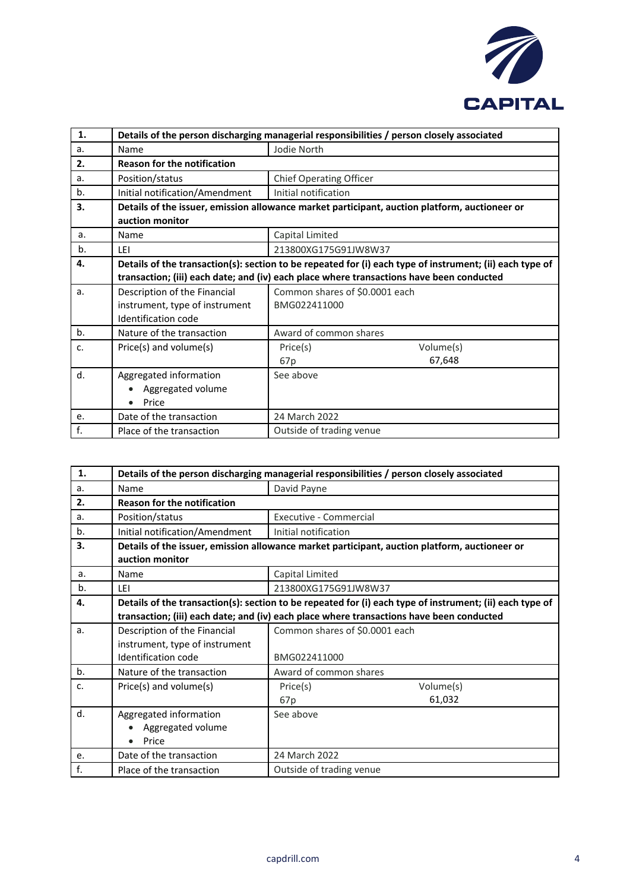| 1. | Details of the person discharging managerial responsibilities / person closely associated | |
|---|---|---|
| a. | Name | Jodie North |
| **2.** | **Reason for the notification** | |
| a. | Position/status | Chief Operating Officer |
| b. | Initial notification/Amendment | Initial notification |
| **3.** | **Details of the issuer, emission allowance market participant, auction platform, auctioneer or auction monitor** | |
| a. | Name | Capital Limited |
| b. | LEI | 213800XG175G91JW8W37 |
| **4.** | **Details of the transaction(s): section to be repeated for (i) each type of instrument; (ii) each type of transaction; (iii) each date; and (iv) each place where transactions have been conducted** | |
| a. | Description of the Financial instrument, type of instrument Identification code | Common shares of $0.0001 each BMG022411000 |
| b. | Nature of the transaction | Award of common shares |
| c. | Price(s) and volume(s) | Price(s): 67p; Volume(s): 67,648 |
| d. | Aggregated information • Aggregated volume • Price | See above |
| e. | Date of the transaction | 24 March 2022 |
| f. | Place of the transaction | Outside of trading venue |

| 1. | Details of the person discharging managerial responsibilities / person closely associated | |
|---|---|---|
| a. | Name | David Payne |
| **2.** | **Reason for the notification** | |
| a. | Position/status | Executive - Commercial |
| b. | Initial notification/Amendment | Initial notification |
| **3.** | **Details of the issuer, emission allowance market participant, auction platform, auctioneer or auction monitor** | |
| a. | Name | Capital Limited |
| b. | LEI | 213800XG175G91JW8W37 |
| **4.** | **Details of the transaction(s): section to be repeated for (i) each type of instrument; (ii) each type of transaction; (iii) each date; and (iv) each place where transactions have been conducted** | |
| a. | Description of the Financial instrument, type of instrument Identification code | Common shares of $0.0001 each BMG022411000 |
| b. | Nature of the transaction | Award of common shares |
| c. | Price(s) and volume(s) | Price(s): 67p; Volume(s): 61,032 |
| d. | Aggregated information • Aggregated volume • Price | See above |
| e. | Date of the transaction | 24 March 2022 |
| f. | Place of the transaction | Outside of trading venue |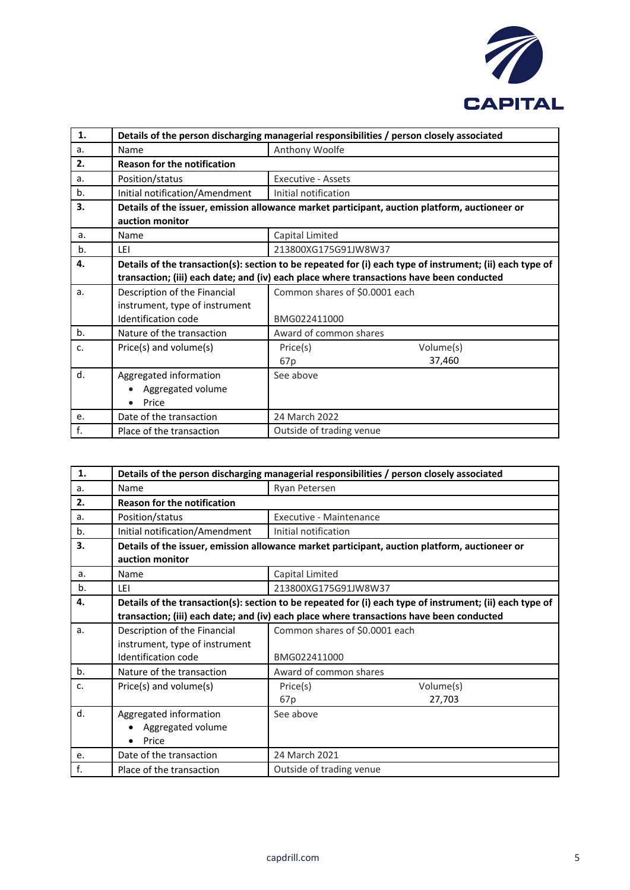| 1. | Details of the person discharging managerial responsibilities / person closely associated | |
|---|---|---|
| a. | Name | Anthony Woolfe |
| 2. | **Reason for the notification** | |
| a. | Position/status | Executive - Assets |
| b. | Initial notification/Amendment | Initial notification |
| 3. | **Details of the issuer, emission allowance market participant, auction platform, auctioneer or auction monitor** | |
| a. | Name | Capital Limited |
| b. | LEI | 213800XG175G91JW8W37 |
| 4. | **Details of the transaction(s): section to be repeated for (i) each type of instrument; (ii) each type of transaction; (iii) each date; and (iv) each place where transactions have been conducted** | |
| a. | Description of the Financial instrument, type of instrument<br>Identification code | Common shares of $0.0001 each<br><br>BMG022411000 |
| b. | Nature of the transaction | Award of common shares |
| c. | Price(s) and volume(s) | Price(s): 67p<br>Volume(s): 37,460 |
| d. | Aggregated information<br>• Aggregated volume<br>• Price | See above |
| e. | Date of the transaction | 24 March 2022 |
| f. | Place of the transaction | Outside of trading venue |

| 1. | Details of the person discharging managerial responsibilities / person closely associated | |
|---|---|---|
| a. | Name | Ryan Petersen |
| 2. | **Reason for the notification** | |
| a. | Position/status | Executive - Maintenance |
| b. | Initial notification/Amendment | Initial notification |
| 3. | **Details of the issuer, emission allowance market participant, auction platform, auctioneer or auction monitor** | |
| a. | Name | Capital Limited |
| b. | LEI | 213800XG175G91JW8W37 |
| 4. | **Details of the transaction(s): section to be repeated for (i) each type of instrument; (ii) each type of transaction; (iii) each date; and (iv) each place where transactions have been conducted** | |
| a. | Description of the Financial instrument, type of instrument<br>Identification code | Common shares of $0.0001 each<br><br>BMG022411000 |
| b. | Nature of the transaction | Award of common shares |
| c. | Price(s) and volume(s) | Price(s): 67p<br>Volume(s): 27,703 |
| d. | Aggregated information<br>• Aggregated volume<br>• Price | See above |
| e. | Date of the transaction | 24 March 2021 |
| f. | Place of the transaction | Outside of trading venue |

capdrill.com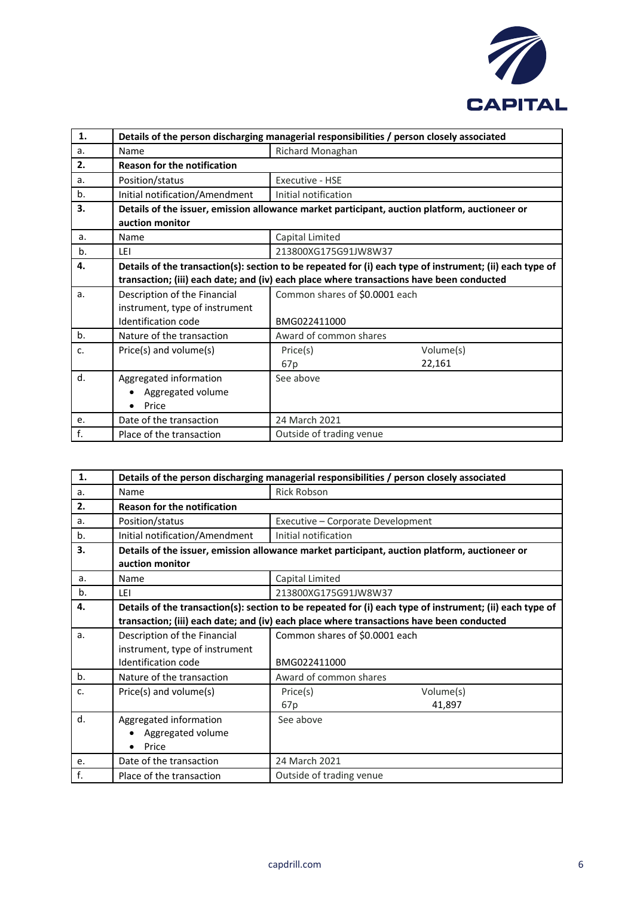| 1. | Details of the person discharging managerial responsibilities / person closely associated | |
|---|---|---|
| a. | Name | Richard Monaghan |
| **2.** | **Reason for the notification** | |
| a. | Position/status | Executive - HSE |
| b. | Initial notification/Amendment | Initial notification |
| **3.** | **Details of the issuer, emission allowance market participant, auction platform, auctioneer or auction monitor** | |
| a. | Name | Capital Limited |
| b. | LEI | 213800XG175G91JW8W37 |
| **4.** | **Details of the transaction(s): section to be repeated for (i) each type of instrument; (ii) each type of transaction; (iii) each date; and (iv) each place where transactions have been conducted** | |
| a. | Description of the Financial instrument, type of instrument<br>Identification code | Common shares of $0.0001 each<br><br>BMG022411000 |
| b. | Nature of the transaction | Award of common shares |
| c. | Price(s) and volume(s) | Price(s): 67p<br>Volume(s): 22,161 |
| d. | Aggregated information<br>• Aggregated volume<br>• Price | See above |
| e. | Date of the transaction | 24 March 2021 |
| f. | Place of the transaction | Outside of trading venue |

| 1. | Details of the person discharging managerial responsibilities / person closely associated | |
|---|---|---|
| a. | Name | Rick Robson |
| **2.** | **Reason for the notification** | |
| a. | Position/status | Executive – Corporate Development |
| b. | Initial notification/Amendment | Initial notification |
| **3.** | **Details of the issuer, emission allowance market participant, auction platform, auctioneer or auction monitor** | |
| a. | Name | Capital Limited |
| b. | LEI | 213800XG175G91JW8W37 |
| **4.** | **Details of the transaction(s): section to be repeated for (i) each type of instrument; (ii) each type of transaction; (iii) each date; and (iv) each place where transactions have been conducted** | |
| a. | Description of the Financial instrument, type of instrument<br>Identification code | Common shares of $0.0001 each<br><br>BMG022411000 |
| b. | Nature of the transaction | Award of common shares |
| c. | Price(s) and volume(s) | Price(s): 67p<br>Volume(s): 41,897 |
| d. | Aggregated information<br>• Aggregated volume<br>• Price | See above |
| e. | Date of the transaction | 24 March 2021 |
| f. | Place of the transaction | Outside of trading venue |

capdrill.com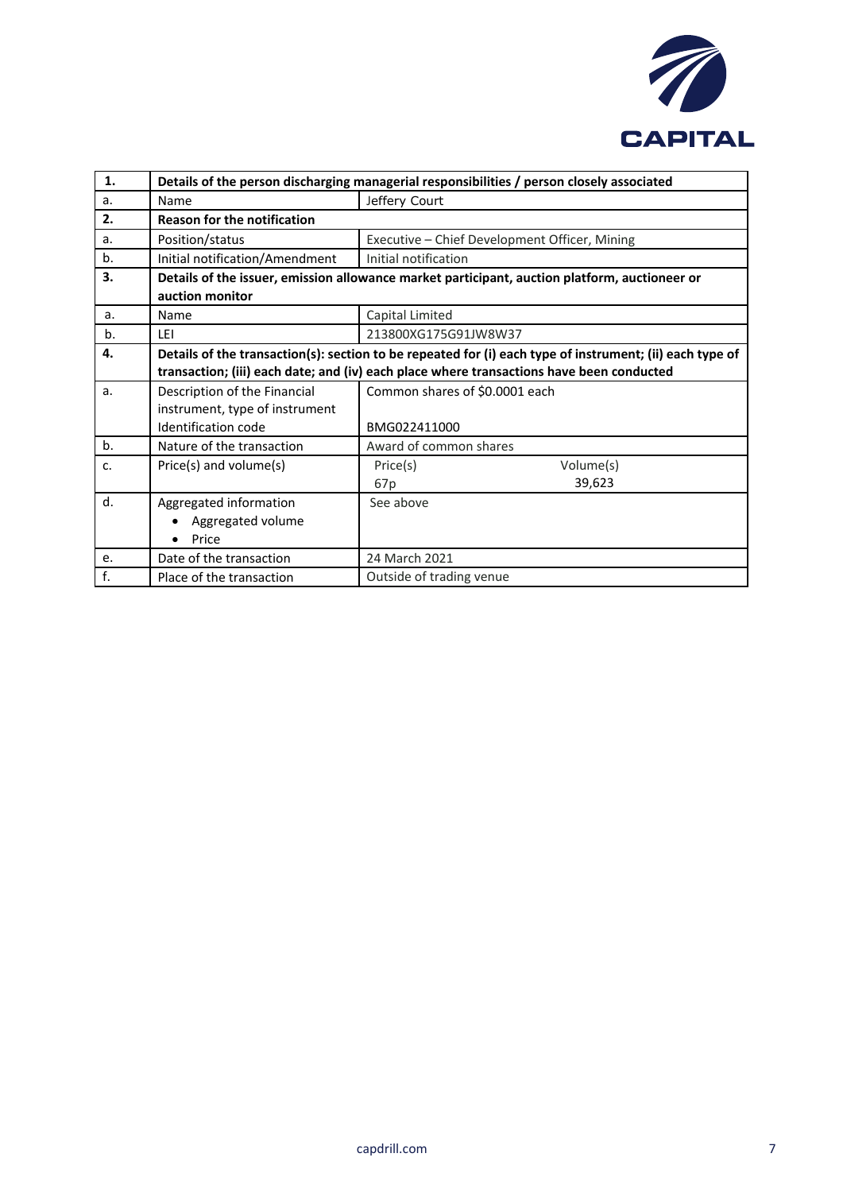| | | |
|---|---|---|
| **1.** | **Details of the person discharging managerial responsibilities / person closely associated** | |
| a. | Name | Jeffery Court |
| **2.** | **Reason for the notification** | |
| a. | Position/status | Executive – Chief Development Officer, Mining |
| b. | Initial notification/Amendment | Initial notification |
| **3.** | **Details of the issuer, emission allowance market participant, auction platform, auctioneer or auction monitor** | |
| a. | Name | Capital Limited |
| b. | LEI | 213800XG175G91JW8W37 |
| **4.** | **Details of the transaction(s): section to be repeated for (i) each type of instrument; (ii) each type of transaction; (iii) each date; and (iv) each place where transactions have been conducted** | |
| a. | Description of the Financial instrument, type of instrument<br>Identification code | Common shares of $0.0001 each<br><br>BMG022411000 |
| b. | Nature of the transaction | Award of common shares |
| c. | Price(s) and volume(s) | Price(s): 67p<br>Volume(s): 39,623 |
| d. | Aggregated information<br>• Aggregated volume<br>• Price | See above |
| e. | Date of the transaction | 24 March 2021 |
| f. | Place of the transaction | Outside of trading venue |

capdrill.com